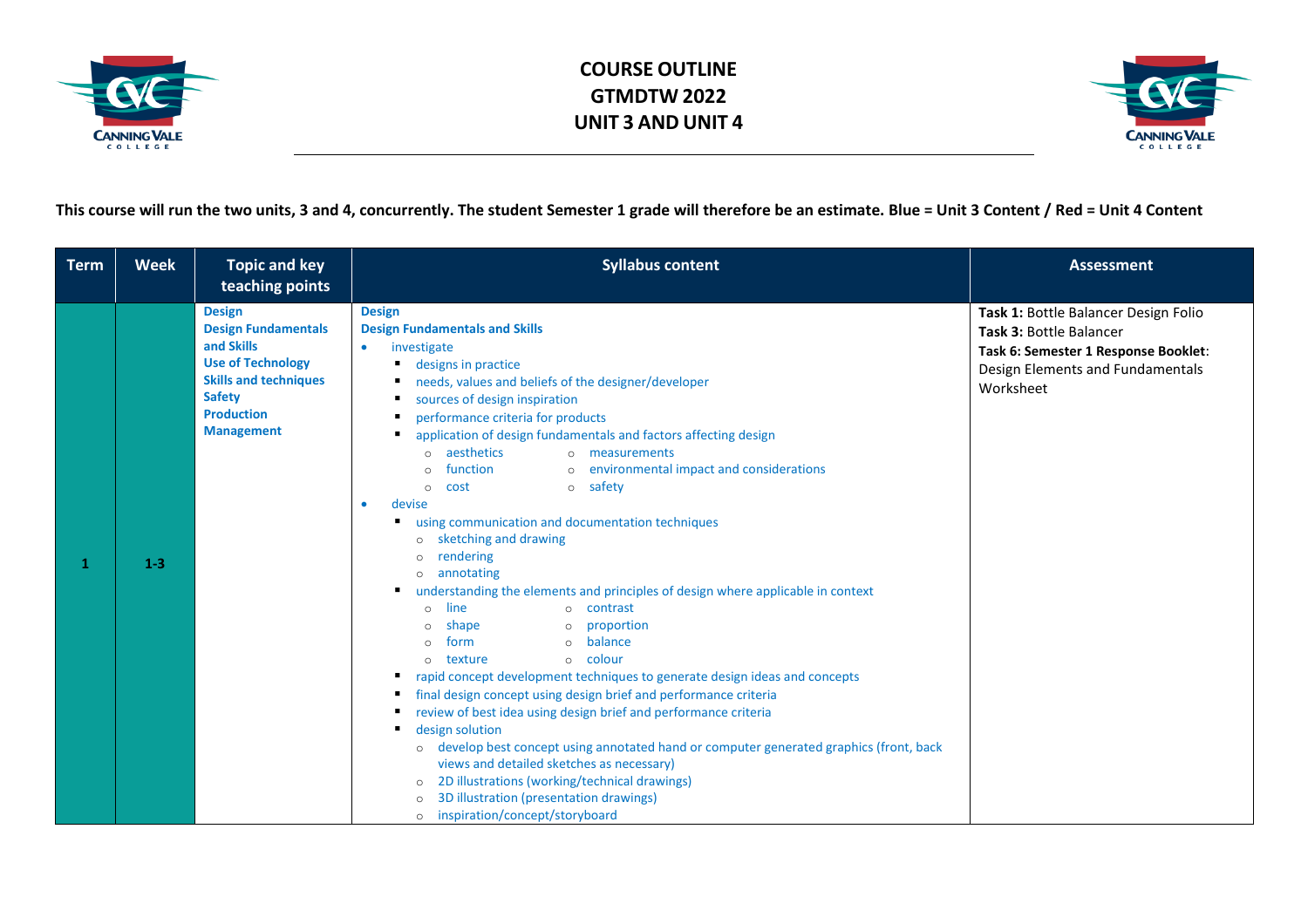# COURSE OUTLINE
# GTMDTW 2022
# UNIT 3 AND UNIT 4

**This course will run the two units, 3 and 4, concurrently. The student Semester 1 grade will therefore be an estimate. Blue = Unit 3 Content / Red = Unit 4 Content**

| Term | Week | Topic and key teaching points | Syllabus content | Assessment |
|---|---|---|---|---|
| 1 | 1-3 | **Design**<br>**Design Fundamentals and Skills**<br>**Use of Technology**<br>**Skills and techniques**<br>**Safety**<br>**Production Management** | **Design**<br>**Design Fundamentals and Skills**<br>• investigate<br>▪ designs in practice<br>▪ needs, values and beliefs of the designer/developer<br>▪ sources of design inspiration<br>▪ performance criteria for products<br>▪ application of design fundamentals and factors affecting design<br>○ aesthetics ○ measurements<br>○ function ○ environmental impact and considerations<br>○ cost ○ safety<br>• devise<br>▪ using communication and documentation techniques<br>○ sketching and drawing<br>○ rendering<br>○ annotating<br>▪ understanding the elements and principles of design where applicable in context<br>○ line ○ contrast<br>○ shape ○ proportion<br>○ form ○ balance<br>○ texture ○ colour<br>▪ rapid concept development techniques to generate design ideas and concepts<br>▪ final design concept using design brief and performance criteria<br>▪ review of best idea using design brief and performance criteria<br>▪ design solution<br>○ develop best concept using annotated hand or computer generated graphics (front, back views and detailed sketches as necessary)<br>○ 2D illustrations (working/technical drawings)<br>○ 3D illustration (presentation drawings)<br>○ inspiration/concept/storyboard | **Task 1:** Bottle Balancer Design Folio<br>**Task 3:** Bottle Balancer<br>**Task 6: Semester 1 Response Booklet**: Design Elements and Fundamentals Worksheet |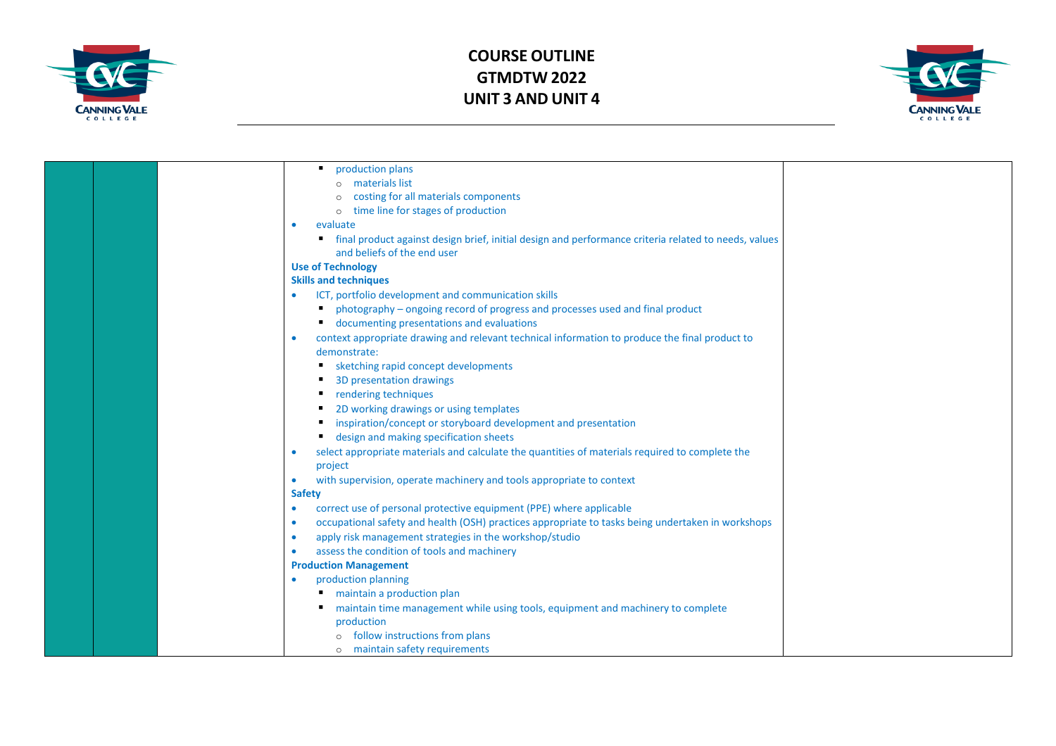# COURSE OUTLINE
# GTMDTW 2022
# UNIT 3 AND UNIT 4

| | | | | |
|---|---|---|---|---|
| | | | - production plans<br>  - materials list<br>  - costing for all materials components<br>  - time line for stages of production<br>- evaluate<br>  - final product against design brief, initial design and performance criteria related to needs, values and beliefs of the end user<br>**Use of Technology**<br>**Skills and techniques**<br>- ICT, portfolio development and communication skills<br>  - photography – ongoing record of progress and processes used and final product<br>  - documenting presentations and evaluations<br>- context appropriate drawing and relevant technical information to produce the final product to demonstrate:<br>  - sketching rapid concept developments<br>  - 3D presentation drawings<br>  - rendering techniques<br>  - 2D working drawings or using templates<br>  - inspiration/concept or storyboard development and presentation<br>  - design and making specification sheets<br>- select appropriate materials and calculate the quantities of materials required to complete the project<br>- with supervision, operate machinery and tools appropriate to context<br>**Safety**<br>- correct use of personal protective equipment (PPE) where applicable<br>- occupational safety and health (OSH) practices appropriate to tasks being undertaken in workshops<br>- apply risk management strategies in the workshop/studio<br>- assess the condition of tools and machinery<br>**Production Management**<br>- production planning<br>  - maintain a production plan<br>  - maintain time management while using tools, equipment and machinery to complete production<br>    - follow instructions from plans<br>    - maintain safety requirements | |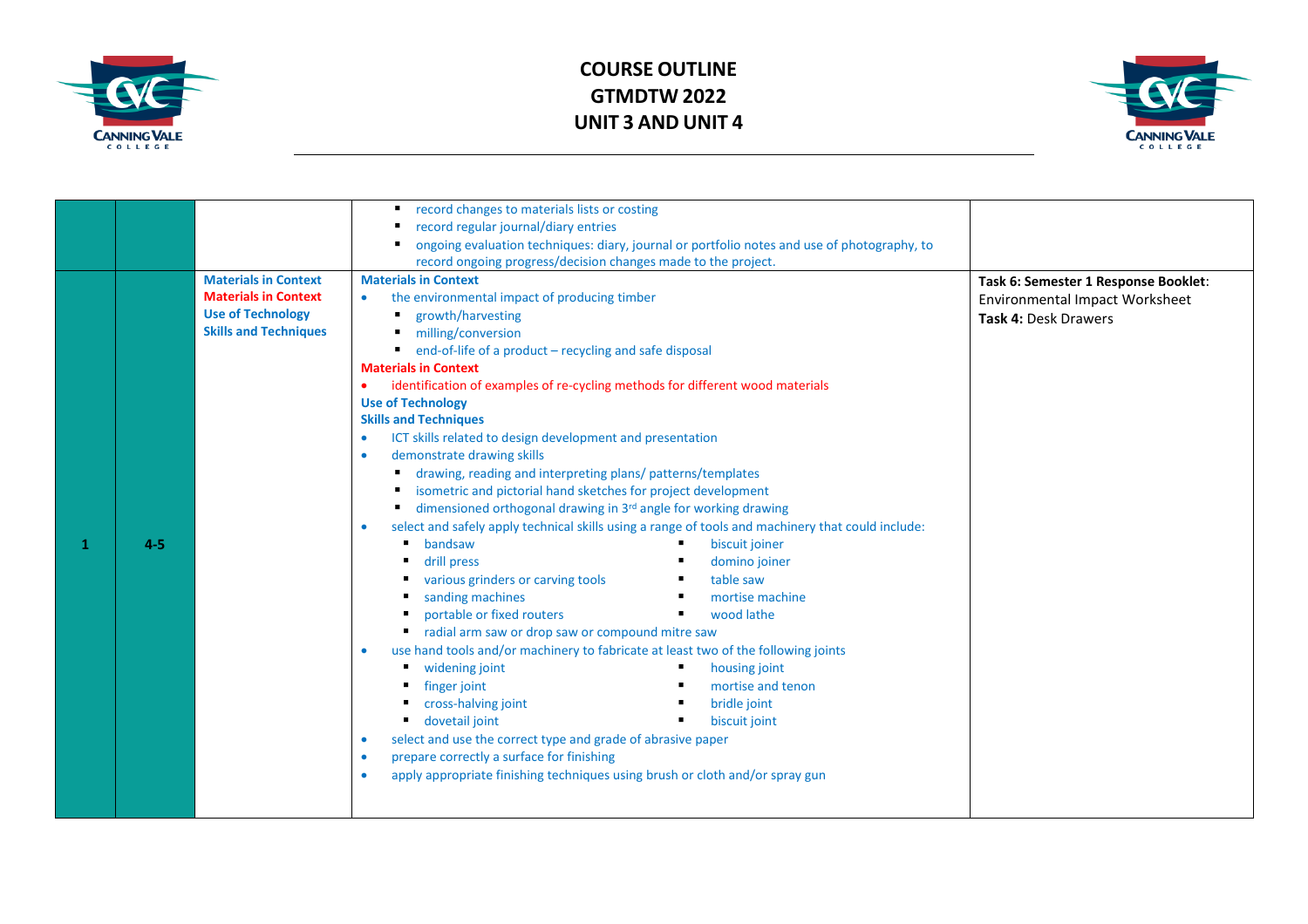# COURSE OUTLINE
# GTMDTW 2022
# UNIT 3 AND UNIT 4

| | | | | |
|---|---|---|---|---|
| | | | ▪ record changes to materials lists or costing<br>▪ record regular journal/diary entries<br>▪ ongoing evaluation techniques: diary, journal or portfolio notes and use of photography, to record ongoing progress/decision changes made to the project. | |
| 1 | 4-5 | **Materials in Context**<br>**Materials in Context**<br>**Use of Technology**<br>**Skills and Techniques** | **Materials in Context**<br>• the environmental impact of producing timber<br>▪ growth/harvesting<br>▪ milling/conversion<br>▪ end-of-life of a product – recycling and safe disposal<br>**Materials in Context**<br>• identification of examples of re-cycling methods for different wood materials<br>**Use of Technology**<br>**Skills and Techniques**<br>• ICT skills related to design development and presentation<br>• demonstrate drawing skills<br>▪ drawing, reading and interpreting plans/ patterns/templates<br>▪ isometric and pictorial hand sketches for project development<br>▪ dimensioned orthogonal drawing in 3rd angle for working drawing<br>• select and safely apply technical skills using a range of tools and machinery that could include:<br>▪ bandsaw ▪ biscuit joiner<br>▪ drill press ▪ domino joiner<br>▪ various grinders or carving tools ▪ table saw<br>▪ sanding machines ▪ mortise machine<br>▪ portable or fixed routers ▪ wood lathe<br>▪ radial arm saw or drop saw or compound mitre saw<br>• use hand tools and/or machinery to fabricate at least two of the following joints<br>▪ widening joint ▪ housing joint<br>▪ finger joint ▪ mortise and tenon<br>▪ cross-halving joint ▪ bridle joint<br>▪ dovetail joint ▪ biscuit joint<br>• select and use the correct type and grade of abrasive paper<br>• prepare correctly a surface for finishing<br>• apply appropriate finishing techniques using brush or cloth and/or spray gun | **Task 6: Semester 1 Response Booklet**: Environmental Impact Worksheet<br>**Task 4:** Desk Drawers |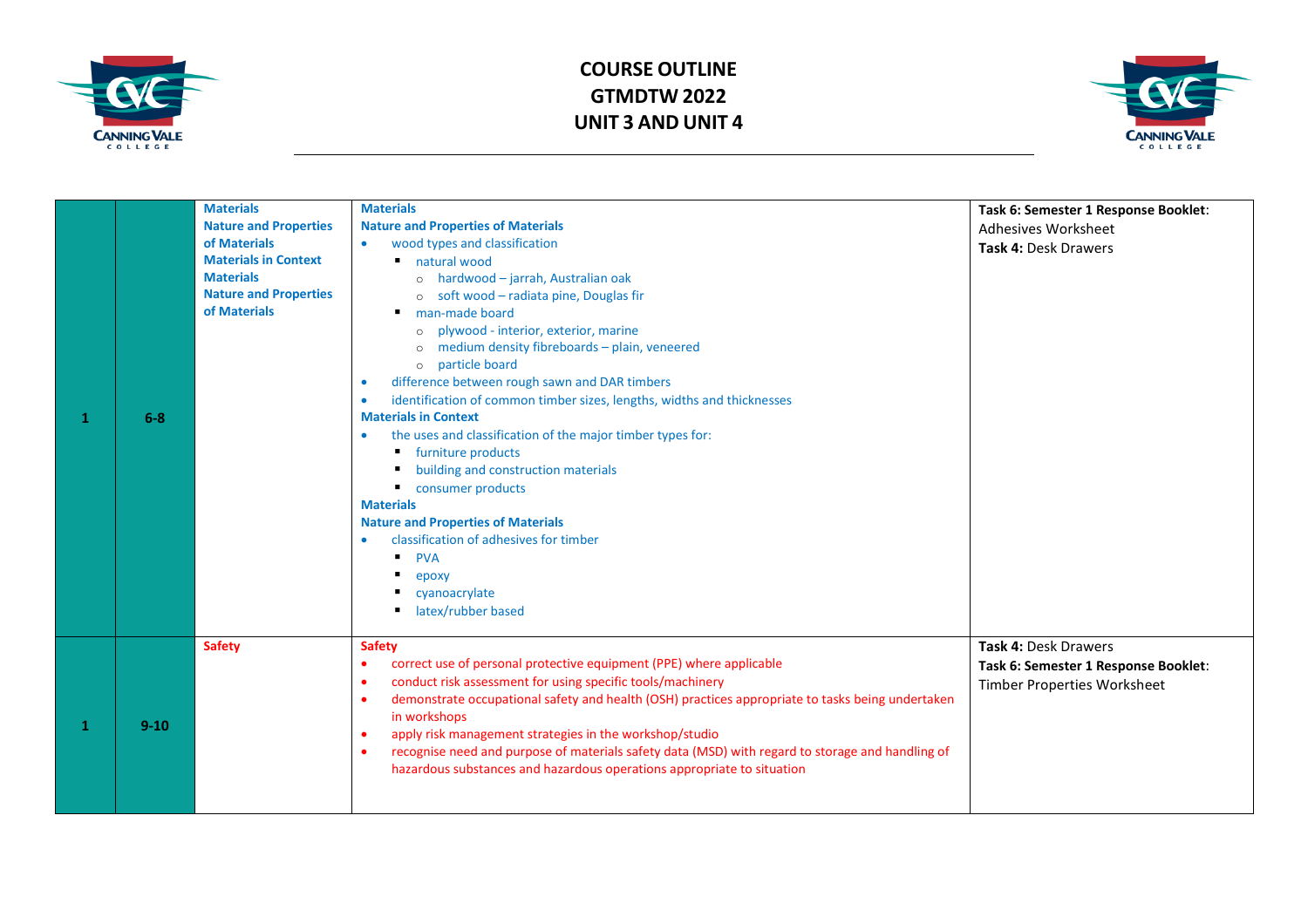# COURSE OUTLINE
# GTMDTW 2022
# UNIT 3 AND UNIT 4

| | | | | |
|---|---|---|---|---|
| 1 | 6-8 | **Materials**<br>**Nature and Properties of Materials**<br>**Materials in Context**<br>**Materials**<br>**Nature and Properties of Materials** | **Materials**<br>**Nature and Properties of Materials**<br>• wood types and classification<br>▪ natural wood<br>○ hardwood – jarrah, Australian oak<br>○ soft wood – radiata pine, Douglas fir<br>▪ man-made board<br>○ plywood - interior, exterior, marine<br>○ medium density fibreboards – plain, veneered<br>○ particle board<br>• difference between rough sawn and DAR timbers<br>• identification of common timber sizes, lengths, widths and thicknesses<br>**Materials in Context**<br>• the uses and classification of the major timber types for:<br>▪ furniture products<br>▪ building and construction materials<br>▪ consumer products<br>**Materials**<br>**Nature and Properties of Materials**<br>• classification of adhesives for timber<br>▪ PVA<br>▪ epoxy<br>▪ cyanoacrylate<br>▪ latex/rubber based | **Task 6: Semester 1 Response Booklet**:<br>Adhesives Worksheet<br>**Task 4:** Desk Drawers |
| 1 | 9-10 | **Safety** | **Safety**<br>• correct use of personal protective equipment (PPE) where applicable<br>• conduct risk assessment for using specific tools/machinery<br>• demonstrate occupational safety and health (OSH) practices appropriate to tasks being undertaken in workshops<br>• apply risk management strategies in the workshop/studio<br>• recognise need and purpose of materials safety data (MSD) with regard to storage and handling of hazardous substances and hazardous operations appropriate to situation | **Task 4:** Desk Drawers<br>**Task 6: Semester 1 Response Booklet**:<br>Timber Properties Worksheet |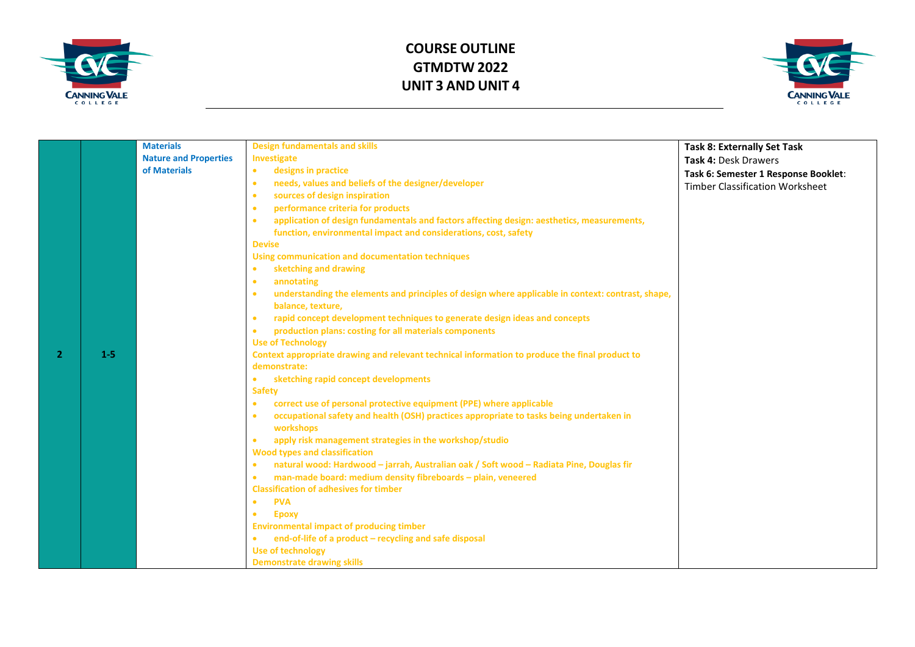# COURSE OUTLINE
# GTMDTW 2022
# UNIT 3 AND UNIT 4

| | | | | |
|---|---|---|---|---|
| 2 | 1-5 | **Materials**<br>**Nature and Properties of Materials** | **Design fundamentals and skills**<br>**Investigate**<br>• **designs in practice**<br>• **needs, values and beliefs of the designer/developer**<br>• **sources of design inspiration**<br>• **performance criteria for products**<br>• **application of design fundamentals and factors affecting design: aesthetics, measurements, function, environmental impact and considerations, cost, safety**<br>**Devise**<br>**Using communication and documentation techniques**<br>• **sketching and drawing**<br>• **annotating**<br>• **understanding the elements and principles of design where applicable in context: contrast, shape, balance, texture,**<br>• **rapid concept development techniques to generate design ideas and concepts**<br>• **production plans: costing for all materials components**<br>**Use of Technology**<br>**Context appropriate drawing and relevant technical information to produce the final product to demonstrate:**<br>• **sketching rapid concept developments**<br>**Safety**<br>• **correct use of personal protective equipment (PPE) where applicable**<br>• **occupational safety and health (OSH) practices appropriate to tasks being undertaken in workshops**<br>• **apply risk management strategies in the workshop/studio**<br>**Wood types and classification**<br>• **natural wood: Hardwood – jarrah, Australian oak / Soft wood – Radiata Pine, Douglas fir**<br>• **man-made board: medium density fibreboards – plain, veneered**<br>**Classification of adhesives for timber**<br>• **PVA**<br>• **Epoxy**<br>**Environmental impact of producing timber**<br>• **end-of-life of a product – recycling and safe disposal**<br>**Use of technology**<br>**Demonstrate drawing skills** | **Task 8: Externally Set Task**<br>**Task 4:** Desk Drawers<br>**Task 6: Semester 1 Response Booklet**: Timber Classification Worksheet |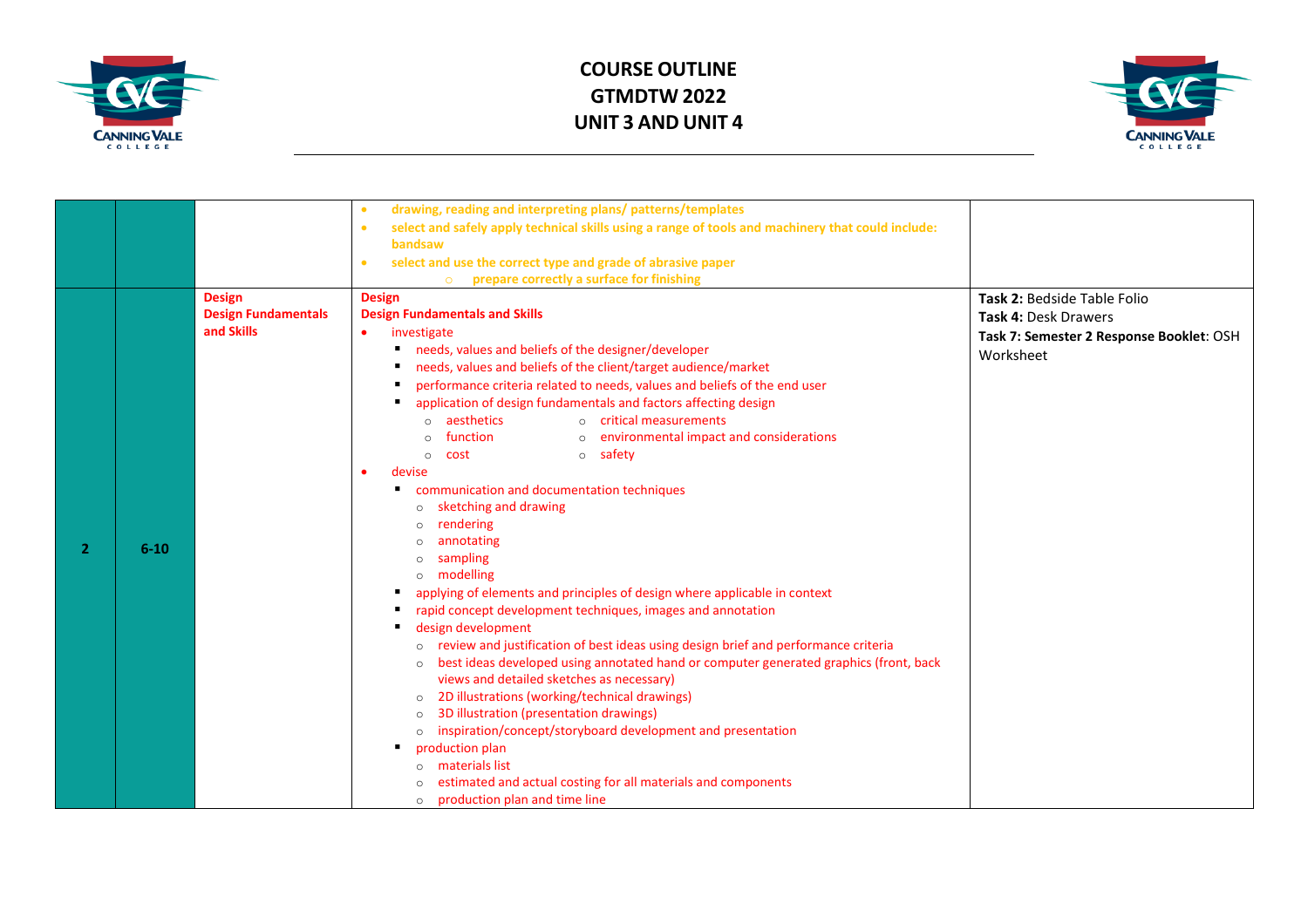# COURSE OUTLINE
# GTMDTW 2022
# UNIT 3 AND UNIT 4

| | | | | |
|---|---|---|---|---|
| | | | <ul><li>**drawing, reading and interpreting plans/ patterns/templates**</li><li>**select and safely apply technical skills using a range of tools and machinery that could include: bandsaw**</li><li>**select and use the correct type and grade of abrasive paper**<ul><li>**prepare correctly a surface for finishing**</li></ul></li></ul> | |
| 2 | 6-10 | **Design**<br>**Design Fundamentals and Skills** | **Design**<br>**Design Fundamentals and Skills**<ul><li>investigate<ul><li>needs, values and beliefs of the designer/developer</li><li>needs, values and beliefs of the client/target audience/market</li><li>performance criteria related to needs, values and beliefs of the end user</li><li>application of design fundamentals and factors affecting design<ul><li>aesthetics</li><li>function</li><li>cost</li><li>critical measurements</li><li>environmental impact and considerations</li><li>safety</li></ul></li></ul></li><li>devise<ul><li>communication and documentation techniques<ul><li>sketching and drawing</li><li>rendering</li><li>annotating</li><li>sampling</li><li>modelling</li></ul></li><li>applying of elements and principles of design where applicable in context</li><li>rapid concept development techniques, images and annotation</li><li>design development<ul><li>review and justification of best ideas using design brief and performance criteria</li><li>best ideas developed using annotated hand or computer generated graphics (front, back views and detailed sketches as necessary)</li><li>2D illustrations (working/technical drawings)</li><li>3D illustration (presentation drawings)</li><li>inspiration/concept/storyboard development and presentation</li></ul></li><li>production plan<ul><li>materials list</li><li>estimated and actual costing for all materials and components</li><li>production plan and time line</li></ul></li></ul></li></ul> | **Task 2:** Bedside Table Folio<br>**Task 4:** Desk Drawers<br>**Task 7: Semester 2 Response Booklet**: OSH Worksheet |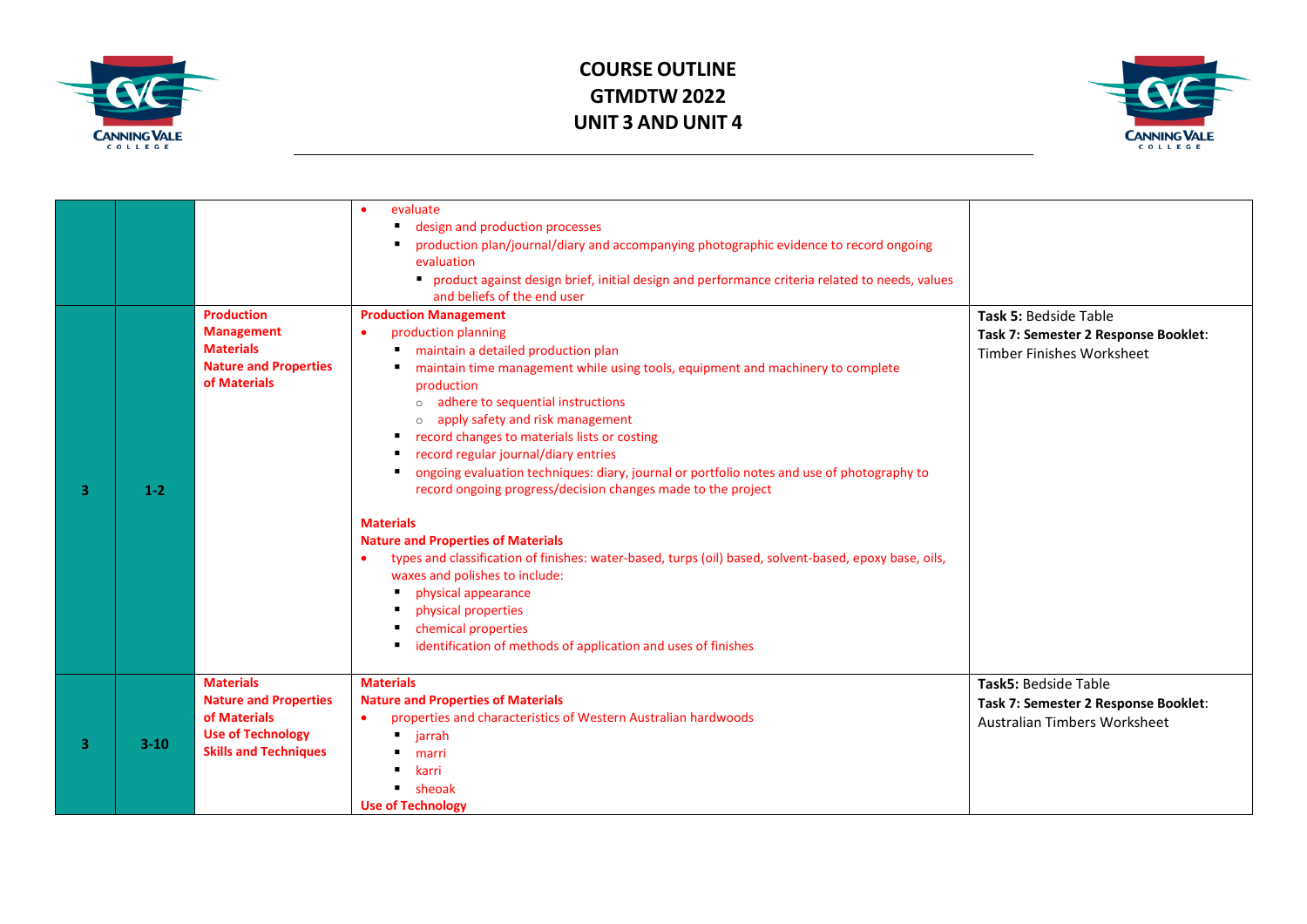# COURSE OUTLINE
# GTMDTW 2022
# UNIT 3 AND UNIT 4

| | | | | |
|---|---|---|---|---|
| | | | • evaluate<br>▪ design and production processes<br>▪ production plan/journal/diary and accompanying photographic evidence to record ongoing evaluation<br>▪ product against design brief, initial design and performance criteria related to needs, values and beliefs of the end user | |
| 3 | 1-2 | **Production Management**<br>**Materials**<br>**Nature and Properties of Materials** | **Production Management**<br>• production planning<br>▪ maintain a detailed production plan<br>▪ maintain time management while using tools, equipment and machinery to complete production<br>○ adhere to sequential instructions<br>○ apply safety and risk management<br>▪ record changes to materials lists or costing<br>▪ record regular journal/diary entries<br>▪ ongoing evaluation techniques: diary, journal or portfolio notes and use of photography to record ongoing progress/decision changes made to the project<br><br>**Materials**<br>**Nature and Properties of Materials**<br>• types and classification of finishes: water-based, turps (oil) based, solvent-based, epoxy base, oils, waxes and polishes to include:<br>▪ physical appearance<br>▪ physical properties<br>▪ chemical properties<br>▪ identification of methods of application and uses of finishes | **Task 5:** Bedside Table<br>**Task 7: Semester 2 Response Booklet**: Timber Finishes Worksheet |
| 3 | 3-10 | **Materials**<br>**Nature and Properties of Materials**<br>**Use of Technology**<br>**Skills and Techniques** | **Materials**<br>**Nature and Properties of Materials**<br>• properties and characteristics of Western Australian hardwoods<br>▪ jarrah<br>▪ marri<br>▪ karri<br>▪ sheoak<br>**Use of Technology** | **Task5:** Bedside Table<br>**Task 7: Semester 2 Response Booklet**: Australian Timbers Worksheet |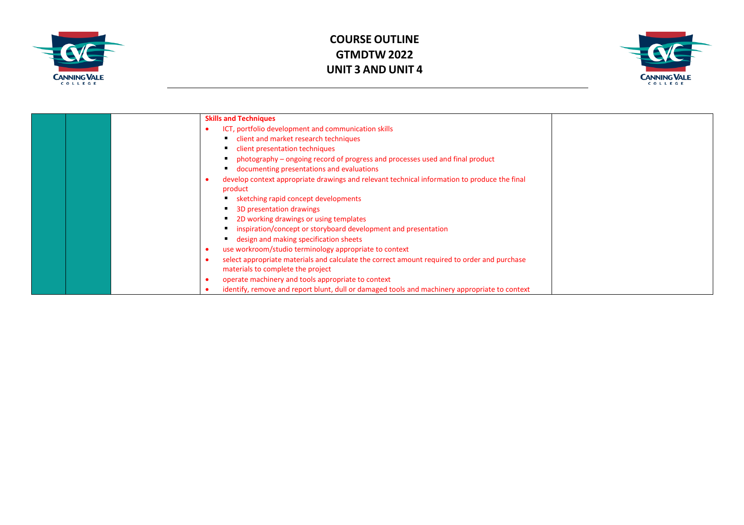| | | | | |
|---|---|---|---|---|
| | | | **Skills and Techniques**<br>• ICT, portfolio development and communication skills<br>▪ client and market research techniques<br>▪ client presentation techniques<br>▪ photography – ongoing record of progress and processes used and final product<br>▪ documenting presentations and evaluations<br>• develop context appropriate drawings and relevant technical information to produce the final product<br>▪ sketching rapid concept developments<br>▪ 3D presentation drawings<br>▪ 2D working drawings or using templates<br>▪ inspiration/concept or storyboard development and presentation<br>▪ design and making specification sheets<br>• use workroom/studio terminology appropriate to context<br>• select appropriate materials and calculate the correct amount required to order and purchase materials to complete the project<br>• operate machinery and tools appropriate to context<br>• identify, remove and report blunt, dull or damaged tools and machinery appropriate to context | |